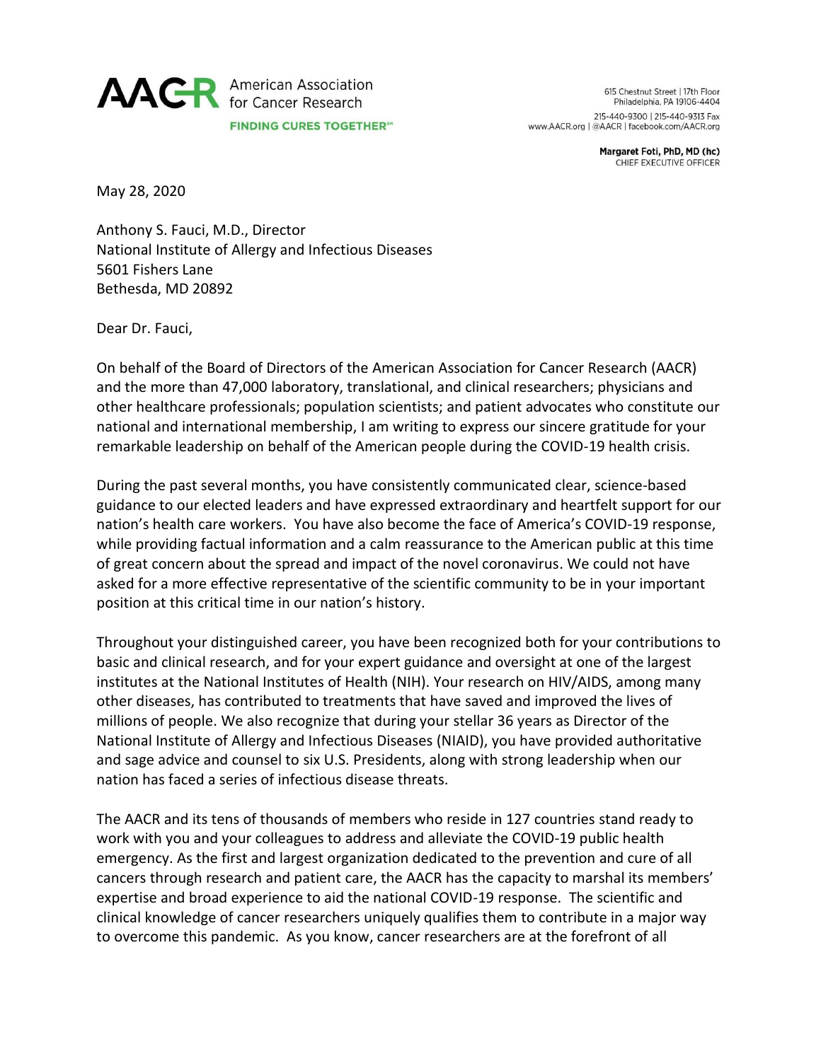**AACR** American Association for Cancer Research

**FINDING CURES TOGETHER℠**

615 Chestnut Street | 17th Floor
Philadelphia, PA 19106-4404
215-440-9300 | 215-440-9313 Fax
www.AACR.org | @AACR | facebook.com/AACR.org

**Margaret Foti, PhD, MD (hc)**
CHIEF EXECUTIVE OFFICER

May 28, 2020

Anthony S. Fauci, M.D., Director
National Institute of Allergy and Infectious Diseases
5601 Fishers Lane
Bethesda, MD 20892

Dear Dr. Fauci,

On behalf of the Board of Directors of the American Association for Cancer Research (AACR) and the more than 47,000 laboratory, translational, and clinical researchers; physicians and other healthcare professionals; population scientists; and patient advocates who constitute our national and international membership, I am writing to express our sincere gratitude for your remarkable leadership on behalf of the American people during the COVID-19 health crisis.

During the past several months, you have consistently communicated clear, science-based guidance to our elected leaders and have expressed extraordinary and heartfelt support for our nation's health care workers. You have also become the face of America's COVID-19 response, while providing factual information and a calm reassurance to the American public at this time of great concern about the spread and impact of the novel coronavirus. We could not have asked for a more effective representative of the scientific community to be in your important position at this critical time in our nation's history.

Throughout your distinguished career, you have been recognized both for your contributions to basic and clinical research, and for your expert guidance and oversight at one of the largest institutes at the National Institutes of Health (NIH). Your research on HIV/AIDS, among many other diseases, has contributed to treatments that have saved and improved the lives of millions of people. We also recognize that during your stellar 36 years as Director of the National Institute of Allergy and Infectious Diseases (NIAID), you have provided authoritative and sage advice and counsel to six U.S. Presidents, along with strong leadership when our nation has faced a series of infectious disease threats.

The AACR and its tens of thousands of members who reside in 127 countries stand ready to work with you and your colleagues to address and alleviate the COVID-19 public health emergency. As the first and largest organization dedicated to the prevention and cure of all cancers through research and patient care, the AACR has the capacity to marshal its members' expertise and broad experience to aid the national COVID-19 response. The scientific and clinical knowledge of cancer researchers uniquely qualifies them to contribute in a major way to overcome this pandemic. As you know, cancer researchers are at the forefront of all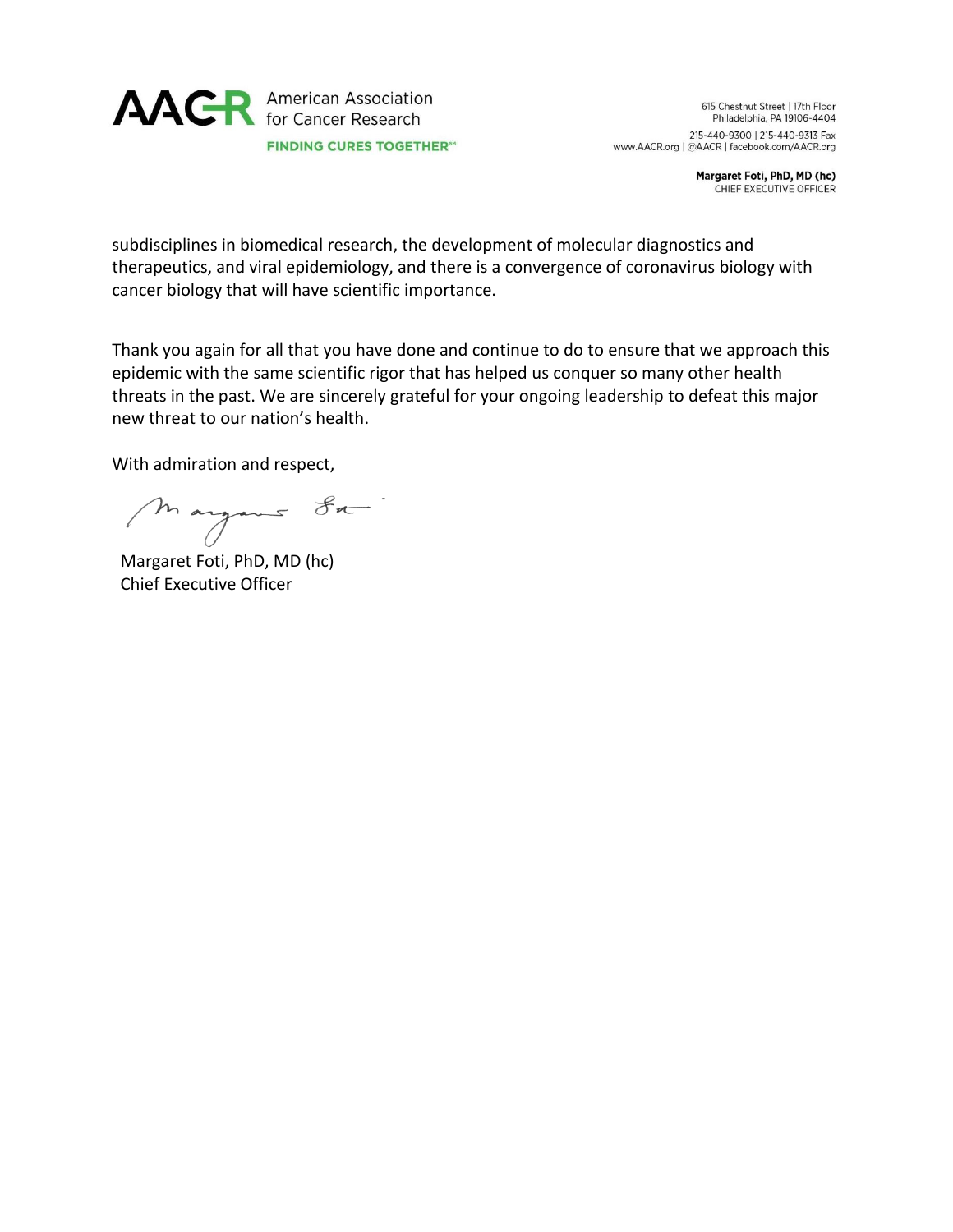**AACR** American Association for Cancer Research

FINDING CURES TOGETHER℠

615 Chestnut Street | 17th Floor
Philadelphia, PA 19106-4404
215-440-9300 | 215-440-9313 Fax
www.AACR.org | @AACR | facebook.com/AACR.org

**Margaret Foti, PhD, MD (hc)**
CHIEF EXECUTIVE OFFICER

subdisciplines in biomedical research, the development of molecular diagnostics and therapeutics, and viral epidemiology, and there is a convergence of coronavirus biology with cancer biology that will have scientific importance.

Thank you again for all that you have done and continue to do to ensure that we approach this epidemic with the same scientific rigor that has helped us conquer so many other health threats in the past. We are sincerely grateful for your ongoing leadership to defeat this major new threat to our nation's health.

With admiration and respect,

Margaret Foti, PhD, MD (hc)
Chief Executive Officer